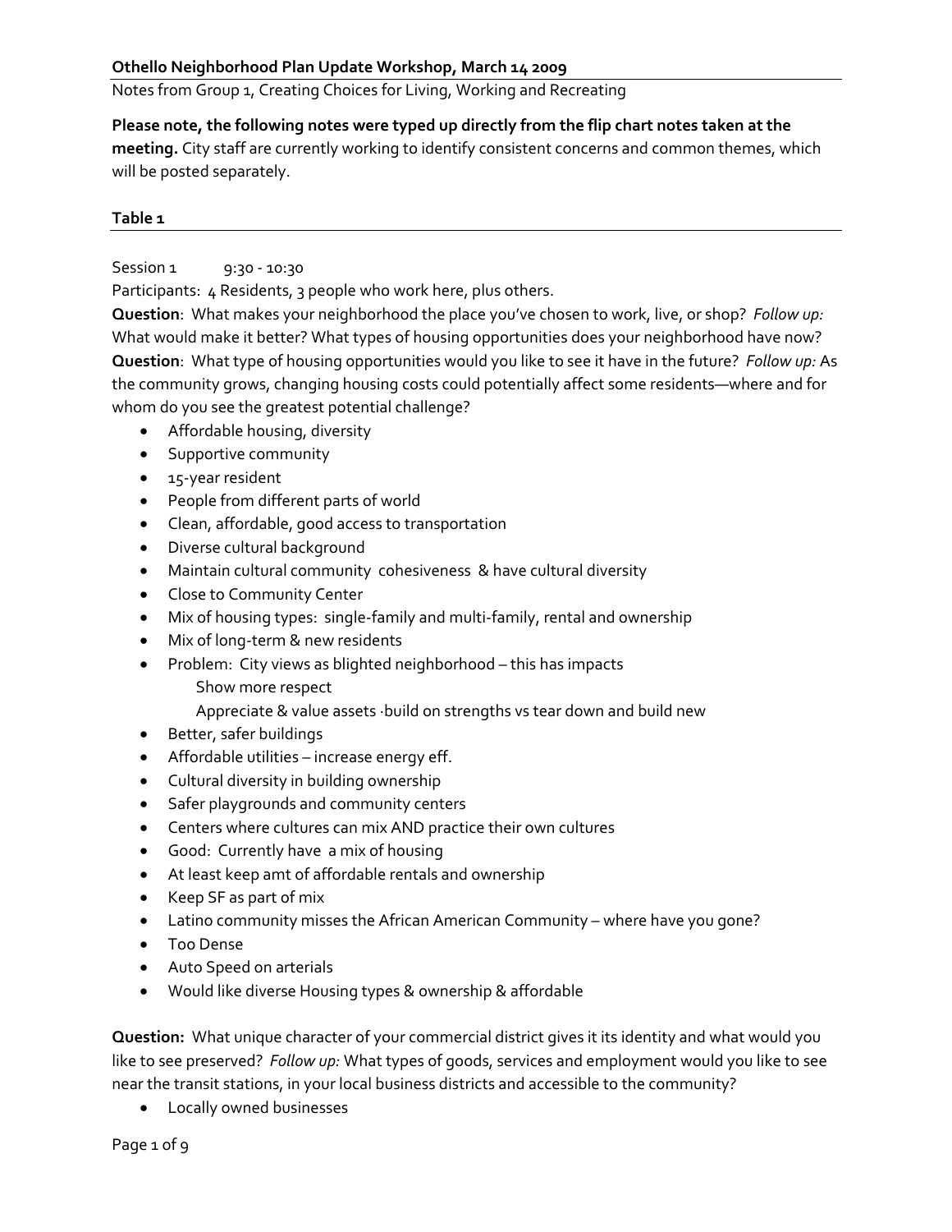## Othello Neighborhood Plan Update Workshop, March 14 2009

Notes from Group 1, Creating Choices for Living, Working and Recreating

**Please note, the following notes were typed up directly from the flip chart notes taken at the meeting.** City staff are currently working to identify consistent concerns and common themes, which will be posted separately.

### Table 1

Session 1 9:30 - 10:30

Participants: 4 Residents, 3 people who work here, plus others.

**Question**: What makes your neighborhood the place you've chosen to work, live, or shop? *Follow up:* What would make it better? What types of housing opportunities does your neighborhood have now?

**Question**: What type of housing opportunities would you like to see it have in the future? *Follow up:* As the community grows, changing housing costs could potentially affect some residents—where and for whom do you see the greatest potential challenge?

- Affordable housing, diversity
- Supportive community
- 15-year resident
- People from different parts of world
- Clean, affordable, good access to transportation
- Diverse cultural background
- Maintain cultural community cohesiveness & have cultural diversity
- Close to Community Center
- Mix of housing types: single-family and multi-family, rental and ownership
- Mix of long-term & new residents
- Problem: City views as blighted neighborhood – this has impacts
  - Show more respect
  - Appreciate & value assets ·build on strengths vs tear down and build new
- Better, safer buildings
- Affordable utilities – increase energy eff.
- Cultural diversity in building ownership
- Safer playgrounds and community centers
- Centers where cultures can mix AND practice their own cultures
- Good: Currently have a mix of housing
- At least keep amt of affordable rentals and ownership
- Keep SF as part of mix
- Latino community misses the African American Community – where have you gone?
- Too Dense
- Auto Speed on arterials
- Would like diverse Housing types & ownership & affordable

**Question:** What unique character of your commercial district gives it its identity and what would you like to see preserved? *Follow up:* What types of goods, services and employment would you like to see near the transit stations, in your local business districts and accessible to the community?

- Locally owned businesses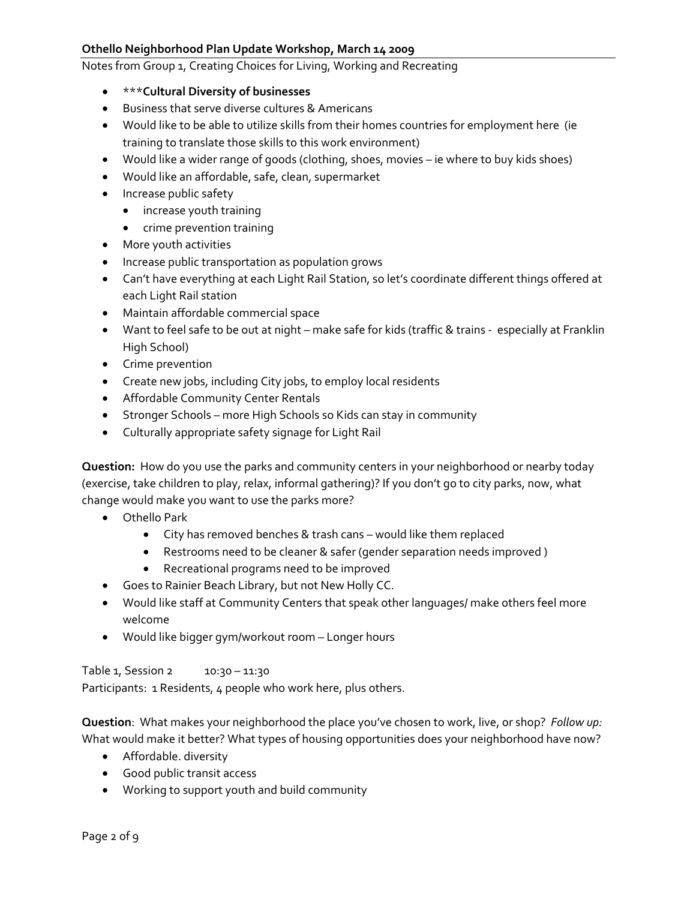**Othello Neighborhood Plan Update Workshop, March 14 2009**

Notes from Group 1, Creating Choices for Living, Working and Recreating

- ***__Cultural Diversity of businesses__
- Business that serve diverse cultures & Americans
- Would like to be able to utilize skills from their homes countries for employment here (ie training to translate those skills to this work environment)
- Would like a wider range of goods (clothing, shoes, movies – ie where to buy kids shoes)
- Would like an affordable, safe, clean, supermarket
- Increase public safety
  - increase youth training
  - crime prevention training
- More youth activities
- Increase public transportation as population grows
- Can't have everything at each Light Rail Station, so let's coordinate different things offered at each Light Rail station
- Maintain affordable commercial space
- Want to feel safe to be out at night – make safe for kids (traffic & trains - especially at Franklin High School)
- Crime prevention
- Create new jobs, including City jobs, to employ local residents
- Affordable Community Center Rentals
- Stronger Schools – more High Schools so Kids can stay in community
- Culturally appropriate safety signage for Light Rail

**Question:** How do you use the parks and community centers in your neighborhood or nearby today (exercise, take children to play, relax, informal gathering)? If you don't go to city parks, now, what change would make you want to use the parks more?

- Othello Park
  - City has removed benches & trash cans – would like them replaced
  - Restrooms need to be cleaner & safer (gender separation needs improved )
  - Recreational programs need to be improved
- Goes to Rainier Beach Library, but not New Holly CC.
- Would like staff at Community Centers that speak other languages/ make others feel more welcome
- Would like bigger gym/workout room – Longer hours

Table 1, Session 2    10:30 – 11:30

Participants: 1 Residents, 4 people who work here, plus others.

**Question**: What makes your neighborhood the place you've chosen to work, live, or shop? *Follow up:* What would make it better? What types of housing opportunities does your neighborhood have now?

- Affordable. diversity
- Good public transit access
- Working to support youth and build community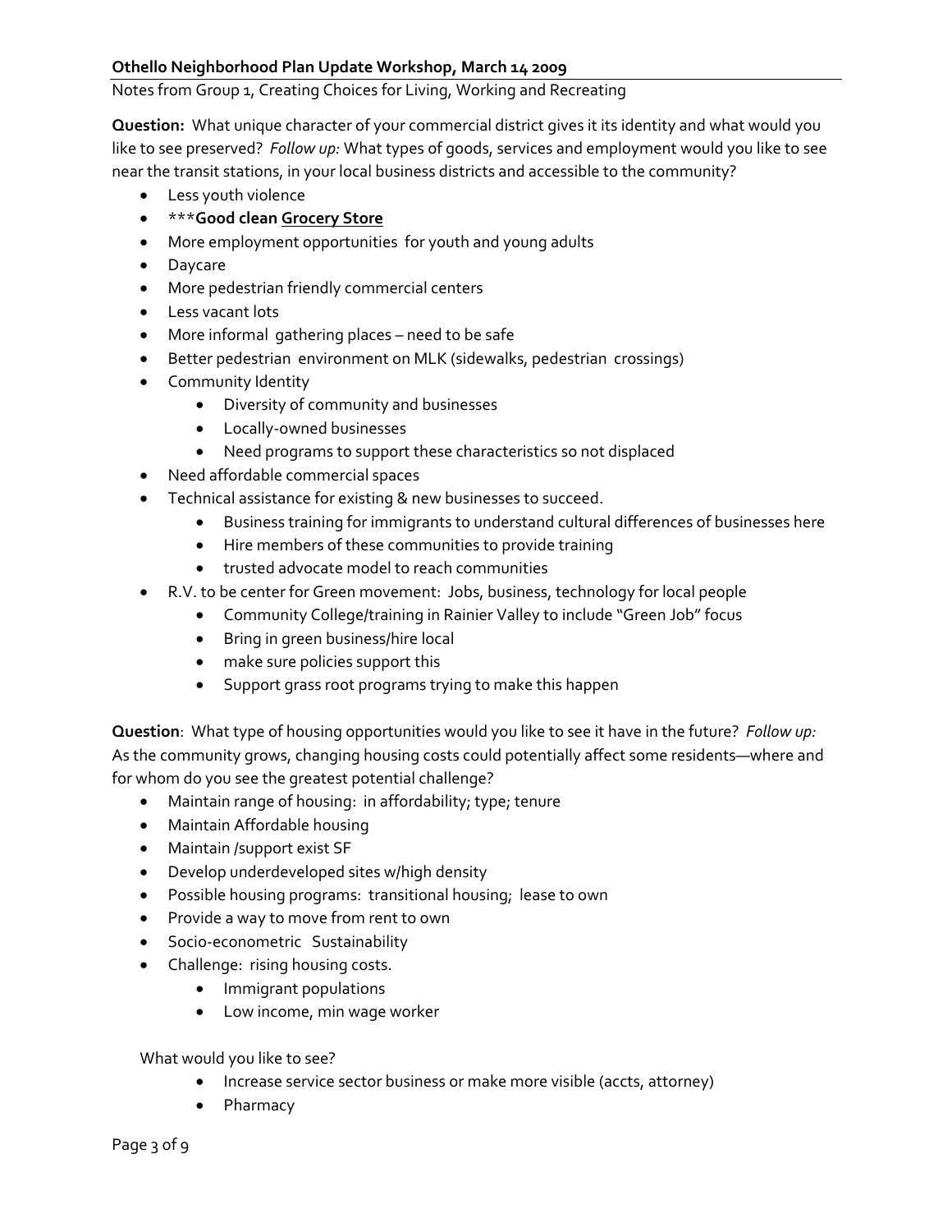**Othello Neighborhood Plan Update Workshop, March 14 2009**

Notes from Group 1, Creating Choices for Living, Working and Recreating

**Question:** What unique character of your commercial district gives it its identity and what would you like to see preserved? *Follow up:* What types of goods, services and employment would you like to see near the transit stations, in your local business districts and accessible to the community?

- Less youth violence
- ***Good clean <u>Grocery Store</u>**
- More employment opportunities for youth and young adults
- Daycare
- More pedestrian friendly commercial centers
- Less vacant lots
- More informal gathering places – need to be safe
- Better pedestrian environment on MLK (sidewalks, pedestrian crossings)
- Community Identity
  - Diversity of community and businesses
  - Locally-owned businesses
  - Need programs to support these characteristics so not displaced
- Need affordable commercial spaces
- Technical assistance for existing & new businesses to succeed.
  - Business training for immigrants to understand cultural differences of businesses here
  - Hire members of these communities to provide training
  - trusted advocate model to reach communities
- R.V. to be center for Green movement: Jobs, business, technology for local people
  - Community College/training in Rainier Valley to include "Green Job" focus
  - Bring in green business/hire local
  - make sure policies support this
  - Support grass root programs trying to make this happen

**Question**: What type of housing opportunities would you like to see it have in the future? *Follow up:* As the community grows, changing housing costs could potentially affect some residents—where and for whom do you see the greatest potential challenge?

- Maintain range of housing: in affordability; type; tenure
- Maintain Affordable housing
- Maintain /support exist SF
- Develop underdeveloped sites w/high density
- Possible housing programs: transitional housing; lease to own
- Provide a way to move from rent to own
- Socio-econometric Sustainability
- Challenge: rising housing costs.
  - Immigrant populations
  - Low income, min wage worker

What would you like to see?

- Increase service sector business or make more visible (accts, attorney)
- Pharmacy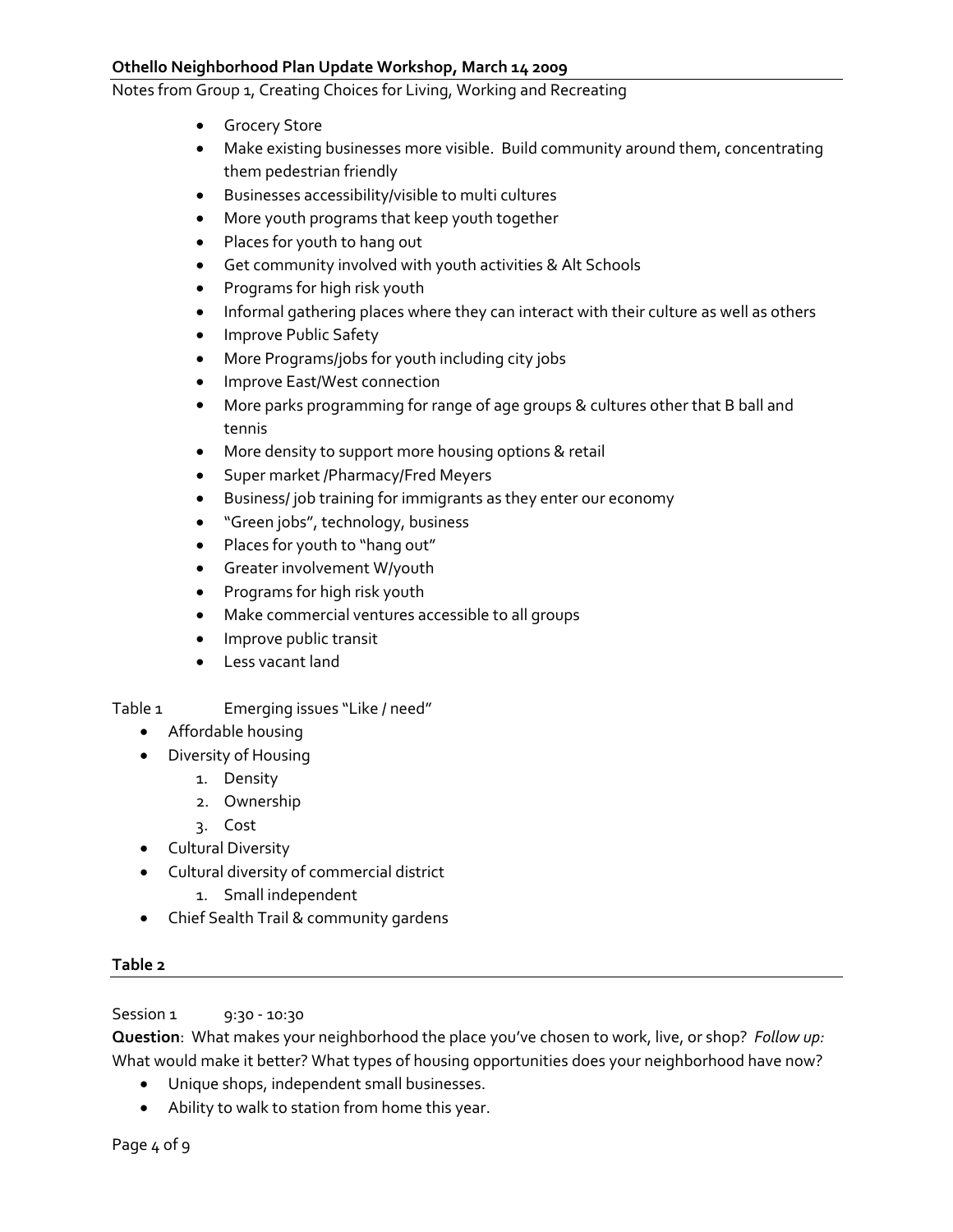Notes from Group 1, Creating Choices for Living, Working and Recreating

- Grocery Store
- Make existing businesses more visible. Build community around them, concentrating them pedestrian friendly
- Businesses accessibility/visible to multi cultures
- More youth programs that keep youth together
- Places for youth to hang out
- Get community involved with youth activities & Alt Schools
- Programs for high risk youth
- Informal gathering places where they can interact with their culture as well as others
- Improve Public Safety
- More Programs/jobs for youth including city jobs
- Improve East/West connection
- More parks programming for range of age groups & cultures other that B ball and tennis
- More density to support more housing options & retail
- Super market /Pharmacy/Fred Meyers
- Business/ job training for immigrants as they enter our economy
- "Green jobs", technology, business
- Places for youth to "hang out"
- Greater involvement W/youth
- Programs for high risk youth
- Make commercial ventures accessible to all groups
- Improve public transit
- Less vacant land

Table 1 Emerging issues "Like / need"

- Affordable housing
- Diversity of Housing
  1. Density
  2. Ownership
  3. Cost
- Cultural Diversity
- Cultural diversity of commercial district
  1. Small independent
- Chief Sealth Trail & community gardens

## Table 2

Session 1 9:30 - 10:30

**Question**: What makes your neighborhood the place you've chosen to work, live, or shop? *Follow up:* What would make it better? What types of housing opportunities does your neighborhood have now?

- Unique shops, independent small businesses.
- Ability to walk to station from home this year.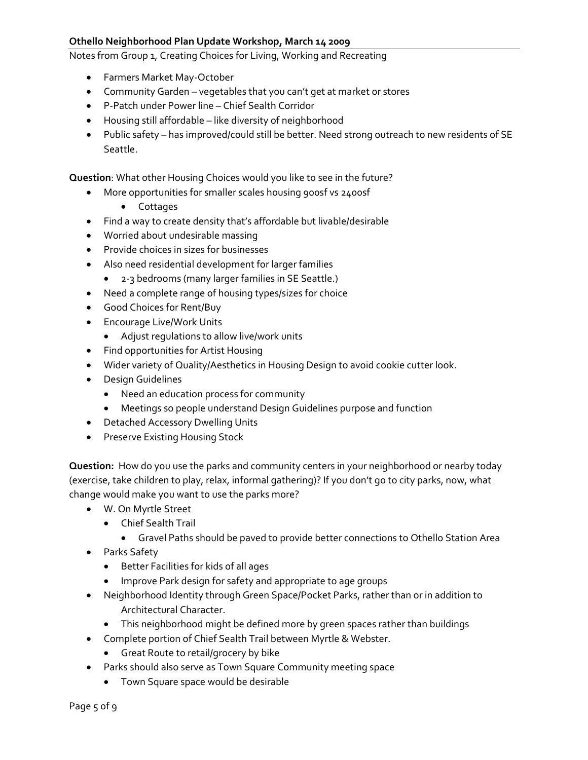**Othello Neighborhood Plan Update Workshop, March 14 2009**

Notes from Group 1, Creating Choices for Living, Working and Recreating

- Farmers Market May-October
- Community Garden – vegetables that you can't get at market or stores
- P-Patch under Power line – Chief Sealth Corridor
- Housing still affordable – like diversity of neighborhood
- Public safety – has improved/could still be better. Need strong outreach to new residents of SE Seattle.

**Question**: What other Housing Choices would you like to see in the future?

- More opportunities for smaller scales housing 900sf vs 2400sf
  - Cottages
- Find a way to create density that's affordable but livable/desirable
- Worried about undesirable massing
- Provide choices in sizes for businesses
- Also need residential development for larger families
  - 2-3 bedrooms (many larger families in SE Seattle.)
- Need a complete range of housing types/sizes for choice
- Good Choices for Rent/Buy
- Encourage Live/Work Units
  - Adjust regulations to allow live/work units
- Find opportunities for Artist Housing
- Wider variety of Quality/Aesthetics in Housing Design to avoid cookie cutter look.
- Design Guidelines
  - Need an education process for community
  - Meetings so people understand Design Guidelines purpose and function
- Detached Accessory Dwelling Units
- Preserve Existing Housing Stock

**Question:** How do you use the parks and community centers in your neighborhood or nearby today (exercise, take children to play, relax, informal gathering)? If you don't go to city parks, now, what change would make you want to use the parks more?

- W. On Myrtle Street
  - Chief Sealth Trail
    - Gravel Paths should be paved to provide better connections to Othello Station Area
- Parks Safety
  - Better Facilities for kids of all ages
  - Improve Park design for safety and appropriate to age groups
- Neighborhood Identity through Green Space/Pocket Parks, rather than or in addition to Architectural Character.
  - This neighborhood might be defined more by green spaces rather than buildings
- Complete portion of Chief Sealth Trail between Myrtle & Webster.
  - Great Route to retail/grocery by bike
- Parks should also serve as Town Square Community meeting space
  - Town Square space would be desirable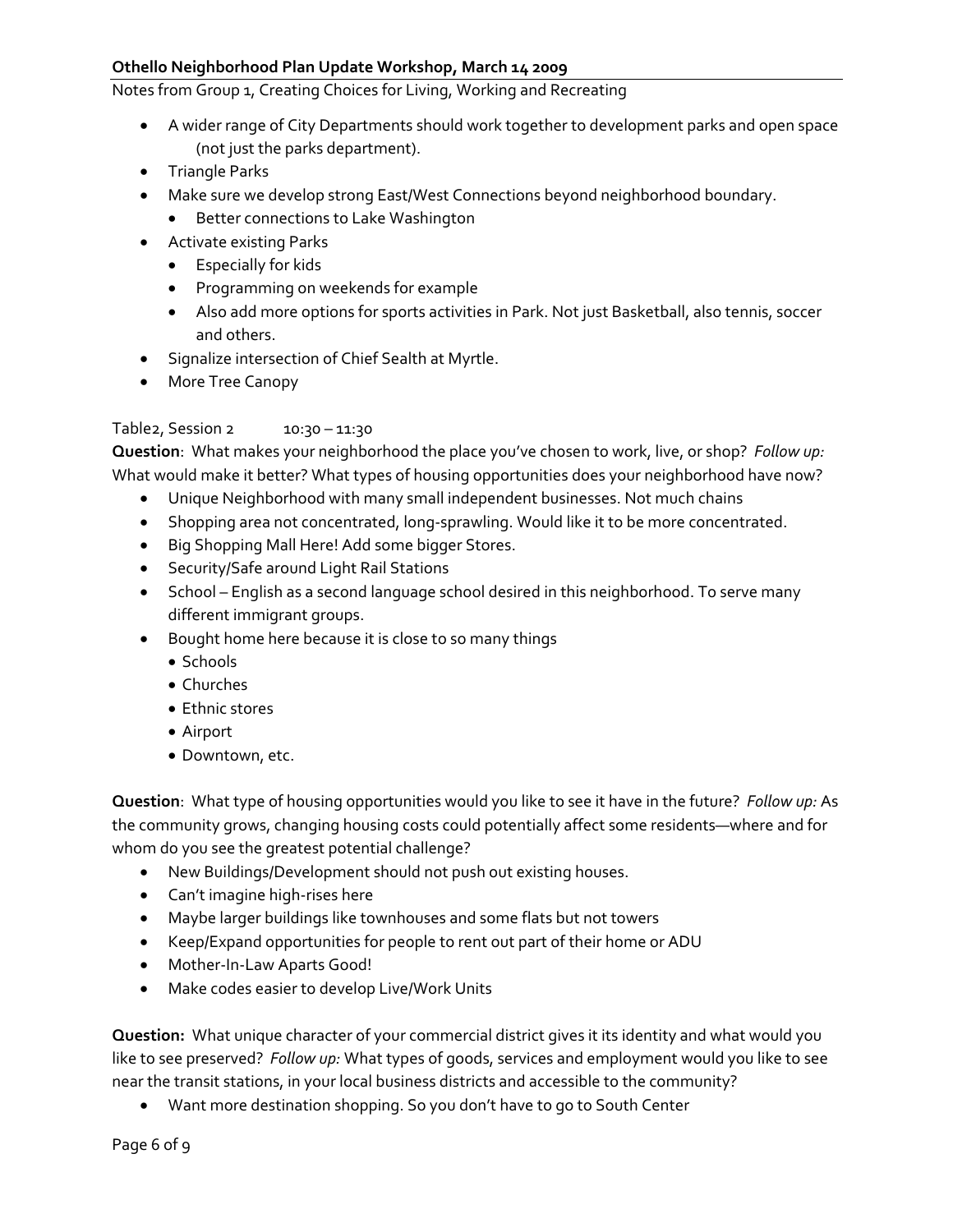Notes from Group 1, Creating Choices for Living, Working and Recreating

- A wider range of City Departments should work together to development parks and open space (not just the parks department).
- Triangle Parks
- Make sure we develop strong East/West Connections beyond neighborhood boundary.
  - Better connections to Lake Washington
- Activate existing Parks
  - Especially for kids
  - Programming on weekends for example
  - Also add more options for sports activities in Park. Not just Basketball, also tennis, soccer and others.
- Signalize intersection of Chief Sealth at Myrtle.
- More Tree Canopy

Table2, Session 2 10:30 – 11:30

**Question**: What makes your neighborhood the place you've chosen to work, live, or shop? *Follow up:* What would make it better? What types of housing opportunities does your neighborhood have now?

- Unique Neighborhood with many small independent businesses. Not much chains
- Shopping area not concentrated, long-sprawling. Would like it to be more concentrated.
- Big Shopping Mall Here! Add some bigger Stores.
- Security/Safe around Light Rail Stations
- School – English as a second language school desired in this neighborhood. To serve many different immigrant groups.
- Bought home here because it is close to so many things
  - Schools
  - Churches
  - Ethnic stores
  - Airport
  - Downtown, etc.

**Question**: What type of housing opportunities would you like to see it have in the future? *Follow up:* As the community grows, changing housing costs could potentially affect some residents—where and for whom do you see the greatest potential challenge?

- New Buildings/Development should not push out existing houses.
- Can't imagine high-rises here
- Maybe larger buildings like townhouses and some flats but not towers
- Keep/Expand opportunities for people to rent out part of their home or ADU
- Mother-In-Law Aparts Good!
- Make codes easier to develop Live/Work Units

**Question:** What unique character of your commercial district gives it its identity and what would you like to see preserved? *Follow up:* What types of goods, services and employment would you like to see near the transit stations, in your local business districts and accessible to the community?

- Want more destination shopping. So you don't have to go to South Center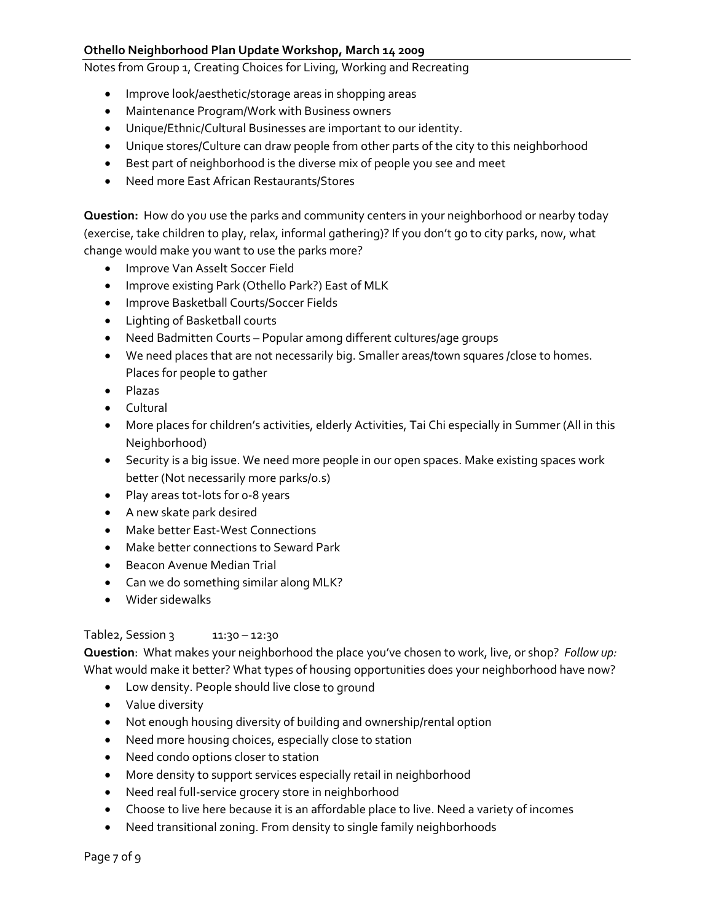**Othello Neighborhood Plan Update Workshop, March 14 2009**

Notes from Group 1, Creating Choices for Living, Working and Recreating

- Improve look/aesthetic/storage areas in shopping areas
- Maintenance Program/Work with Business owners
- Unique/Ethnic/Cultural Businesses are important to our identity.
- Unique stores/Culture can draw people from other parts of the city to this neighborhood
- Best part of neighborhood is the diverse mix of people you see and meet
- Need more East African Restaurants/Stores

**Question:** How do you use the parks and community centers in your neighborhood or nearby today (exercise, take children to play, relax, informal gathering)? If you don't go to city parks, now, what change would make you want to use the parks more?

- Improve Van Asselt Soccer Field
- Improve existing Park (Othello Park?) East of MLK
- Improve Basketball Courts/Soccer Fields
- Lighting of Basketball courts
- Need Badmitten Courts – Popular among different cultures/age groups
- We need places that are not necessarily big. Smaller areas/town squares /close to homes. Places for people to gather
- Plazas
- Cultural
- More places for children's activities, elderly Activities, Tai Chi especially in Summer (All in this Neighborhood)
- Security is a big issue. We need more people in our open spaces. Make existing spaces work better (Not necessarily more parks/o.s)
- Play areas tot-lots for 0-8 years
- A new skate park desired
- Make better East-West Connections
- Make better connections to Seward Park
- Beacon Avenue Median Trial
- Can we do something similar along MLK?
- Wider sidewalks

Table2, Session 3 11:30 – 12:30

**Question**: What makes your neighborhood the place you've chosen to work, live, or shop? *Follow up:* What would make it better? What types of housing opportunities does your neighborhood have now?

- Low density. People should live close to ground
- Value diversity
- Not enough housing diversity of building and ownership/rental option
- Need more housing choices, especially close to station
- Need condo options closer to station
- More density to support services especially retail in neighborhood
- Need real full-service grocery store in neighborhood
- Choose to live here because it is an affordable place to live. Need a variety of incomes
- Need transitional zoning. From density to single family neighborhoods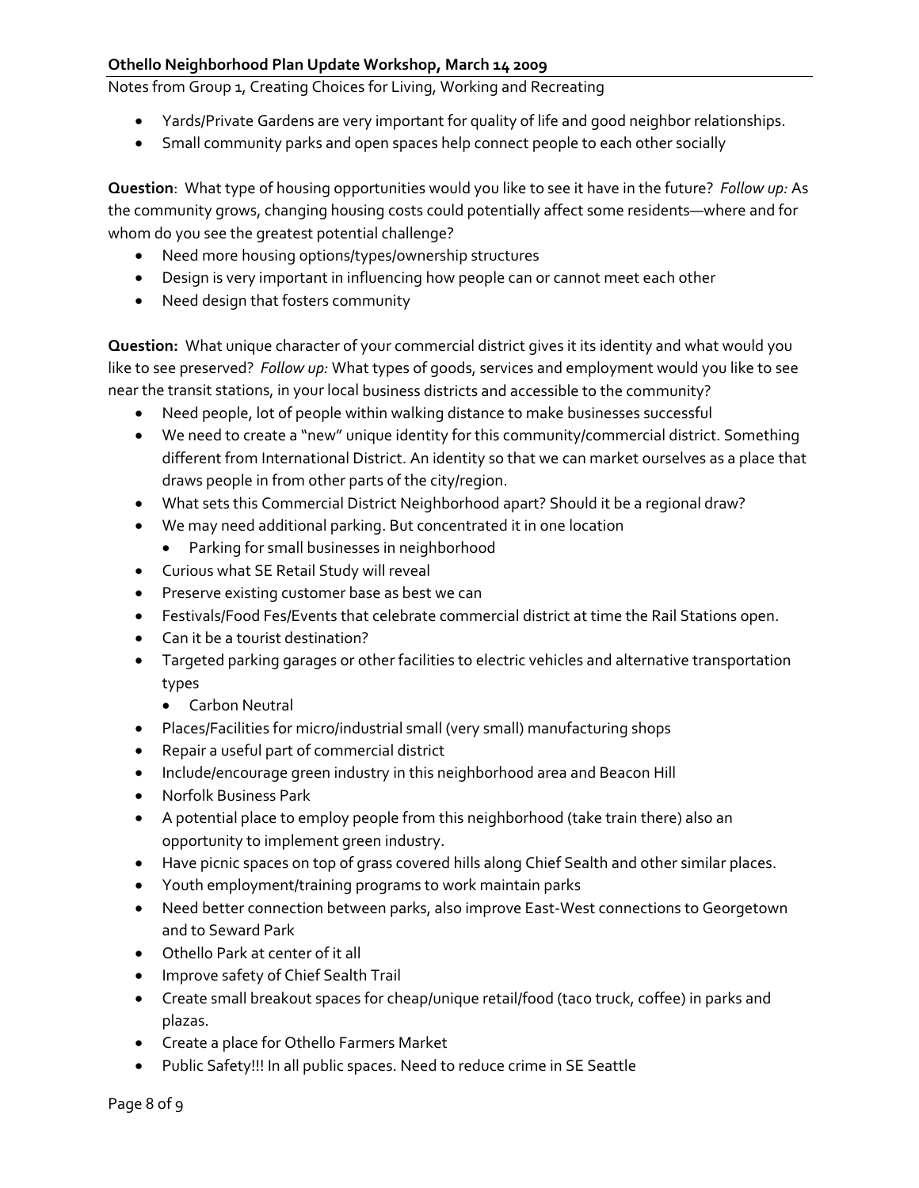- Yards/Private Gardens are very important for quality of life and good neighbor relationships.
- Small community parks and open spaces help connect people to each other socially

**Question**: What type of housing opportunities would you like to see it have in the future? *Follow up:* As the community grows, changing housing costs could potentially affect some residents—where and for whom do you see the greatest potential challenge?

- Need more housing options/types/ownership structures
- Design is very important in influencing how people can or cannot meet each other
- Need design that fosters community

**Question:** What unique character of your commercial district gives it its identity and what would you like to see preserved? *Follow up:* What types of goods, services and employment would you like to see near the transit stations, in your local business districts and accessible to the community?

- Need people, lot of people within walking distance to make businesses successful
- We need to create a "new" unique identity for this community/commercial district. Something different from International District. An identity so that we can market ourselves as a place that draws people in from other parts of the city/region.
- What sets this Commercial District Neighborhood apart? Should it be a regional draw?
- We may need additional parking. But concentrated it in one location
  - Parking for small businesses in neighborhood
- Curious what SE Retail Study will reveal
- Preserve existing customer base as best we can
- Festivals/Food Fes/Events that celebrate commercial district at time the Rail Stations open.
- Can it be a tourist destination?
- Targeted parking garages or other facilities to electric vehicles and alternative transportation types
  - Carbon Neutral
- Places/Facilities for micro/industrial small (very small) manufacturing shops
- Repair a useful part of commercial district
- Include/encourage green industry in this neighborhood area and Beacon Hill
- Norfolk Business Park
- A potential place to employ people from this neighborhood (take train there) also an opportunity to implement green industry.
- Have picnic spaces on top of grass covered hills along Chief Sealth and other similar places.
- Youth employment/training programs to work maintain parks
- Need better connection between parks, also improve East-West connections to Georgetown and to Seward Park
- Othello Park at center of it all
- Improve safety of Chief Sealth Trail
- Create small breakout spaces for cheap/unique retail/food (taco truck, coffee) in parks and plazas.
- Create a place for Othello Farmers Market
- Public Safety!!! In all public spaces. Need to reduce crime in SE Seattle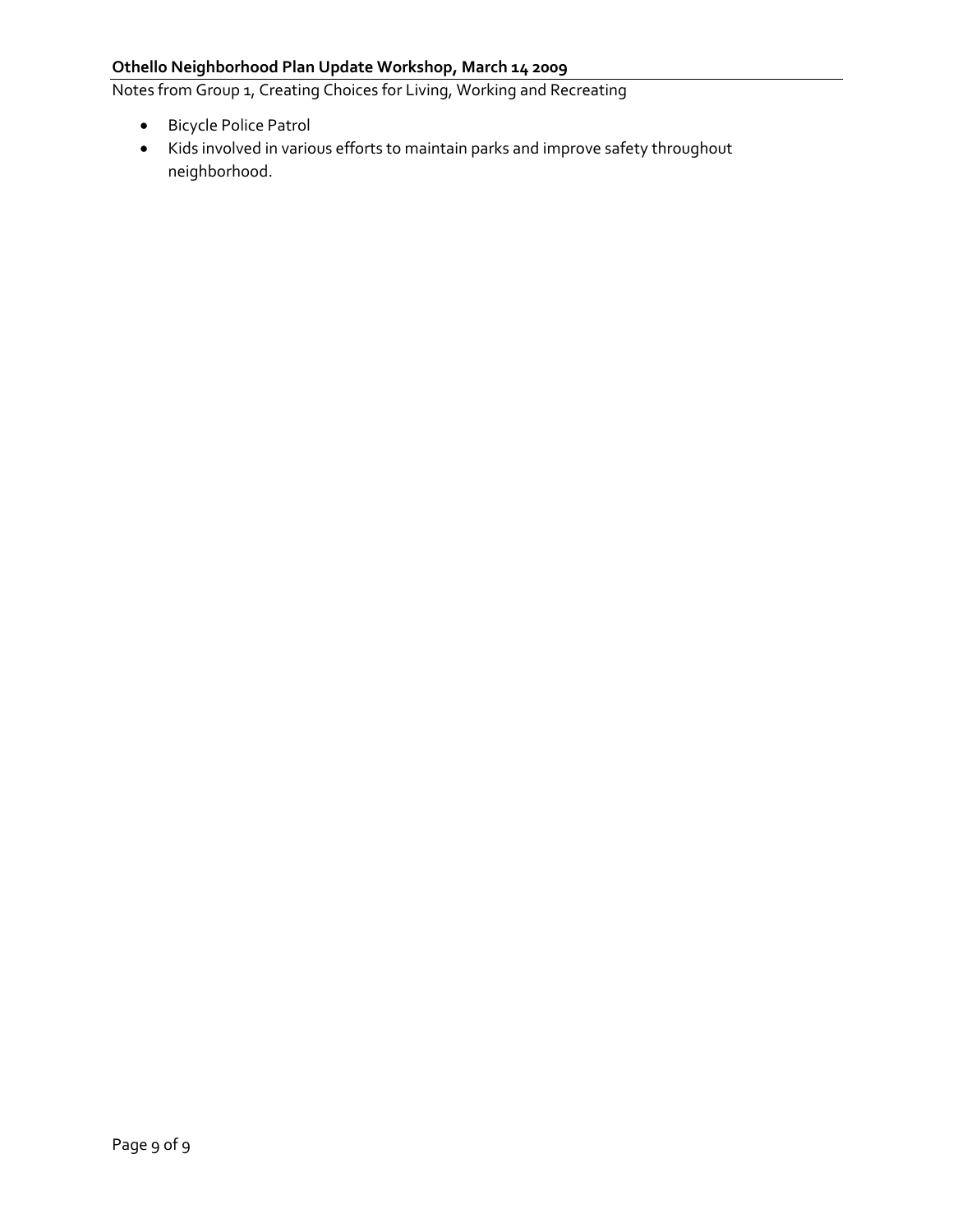- Bicycle Police Patrol
- Kids involved in various efforts to maintain parks and improve safety throughout neighborhood.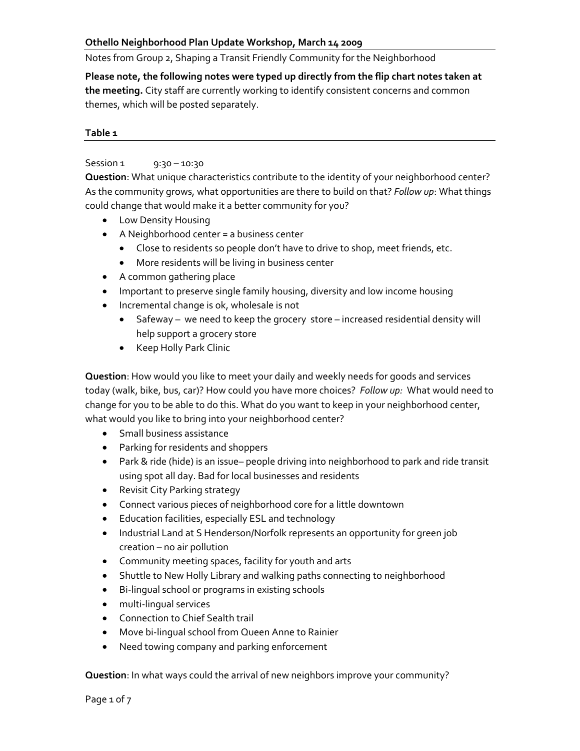**Othello Neighborhood Plan Update Workshop, March 14 2009**

Notes from Group 2, Shaping a Transit Friendly Community for the Neighborhood

**Please note, the following notes were typed up directly from the flip chart notes taken at the meeting.** City staff are currently working to identify consistent concerns and common themes, which will be posted separately.

**Table 1**

Session 1 9:30 – 10:30

**Question**: What unique characteristics contribute to the identity of your neighborhood center? As the community grows, what opportunities are there to build on that? *Follow up*: What things could change that would make it a better community for you?

- Low Density Housing
- A Neighborhood center = a business center
  - Close to residents so people don't have to drive to shop, meet friends, etc.
  - More residents will be living in business center
- A common gathering place
- Important to preserve single family housing, diversity and low income housing
- Incremental change is ok, wholesale is not
  - Safeway – we need to keep the grocery store – increased residential density will help support a grocery store
  - Keep Holly Park Clinic

**Question**: How would you like to meet your daily and weekly needs for goods and services today (walk, bike, bus, car)? How could you have more choices? *Follow up:* What would need to change for you to be able to do this. What do you want to keep in your neighborhood center, what would you like to bring into your neighborhood center?

- Small business assistance
- Parking for residents and shoppers
- Park & ride (hide) is an issue– people driving into neighborhood to park and ride transit using spot all day. Bad for local businesses and residents
- Revisit City Parking strategy
- Connect various pieces of neighborhood core for a little downtown
- Education facilities, especially ESL and technology
- Industrial Land at S Henderson/Norfolk represents an opportunity for green job creation – no air pollution
- Community meeting spaces, facility for youth and arts
- Shuttle to New Holly Library and walking paths connecting to neighborhood
- Bi-lingual school or programs in existing schools
- multi-lingual services
- Connection to Chief Sealth trail
- Move bi-lingual school from Queen Anne to Rainier
- Need towing company and parking enforcement

**Question**: In what ways could the arrival of new neighbors improve your community?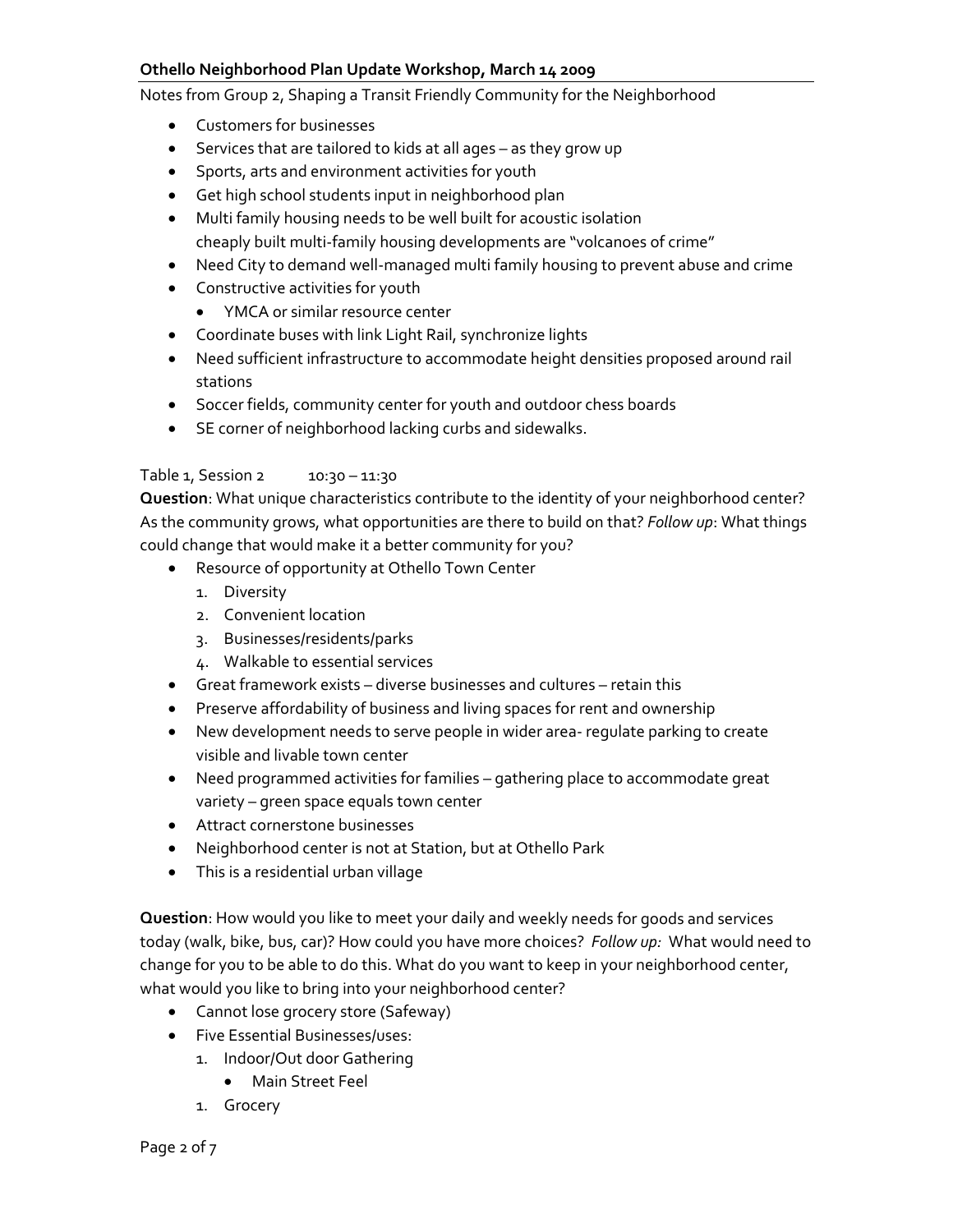**Othello Neighborhood Plan Update Workshop, March 14 2009**

Notes from Group 2, Shaping a Transit Friendly Community for the Neighborhood

- Customers for businesses
- Services that are tailored to kids at all ages – as they grow up
- Sports, arts and environment activities for youth
- Get high school students input in neighborhood plan
- Multi family housing needs to be well built for acoustic isolation
  cheaply built multi-family housing developments are "volcanoes of crime"
- Need City to demand well-managed multi family housing to prevent abuse and crime
- Constructive activities for youth
  - YMCA or similar resource center
- Coordinate buses with link Light Rail, synchronize lights
- Need sufficient infrastructure to accommodate height densities proposed around rail stations
- Soccer fields, community center for youth and outdoor chess boards
- SE corner of neighborhood lacking curbs and sidewalks.

Table 1, Session 2 10:30 – 11:30

**Question**: What unique characteristics contribute to the identity of your neighborhood center? As the community grows, what opportunities are there to build on that? *Follow up*: What things could change that would make it a better community for you?

- Resource of opportunity at Othello Town Center
  1. Diversity
  2. Convenient location
  3. Businesses/residents/parks
  4. Walkable to essential services
- Great framework exists – diverse businesses and cultures – retain this
- Preserve affordability of business and living spaces for rent and ownership
- New development needs to serve people in wider area- regulate parking to create visible and livable town center
- Need programmed activities for families – gathering place to accommodate great variety – green space equals town center
- Attract cornerstone businesses
- Neighborhood center is not at Station, but at Othello Park
- This is a residential urban village

**Question**: How would you like to meet your daily and weekly needs for goods and services today (walk, bike, bus, car)? How could you have more choices? *Follow up:* What would need to change for you to be able to do this. What do you want to keep in your neighborhood center, what would you like to bring into your neighborhood center?

- Cannot lose grocery store (Safeway)
- Five Essential Businesses/uses:
  1. Indoor/Out door Gathering
     - Main Street Feel
  1. Grocery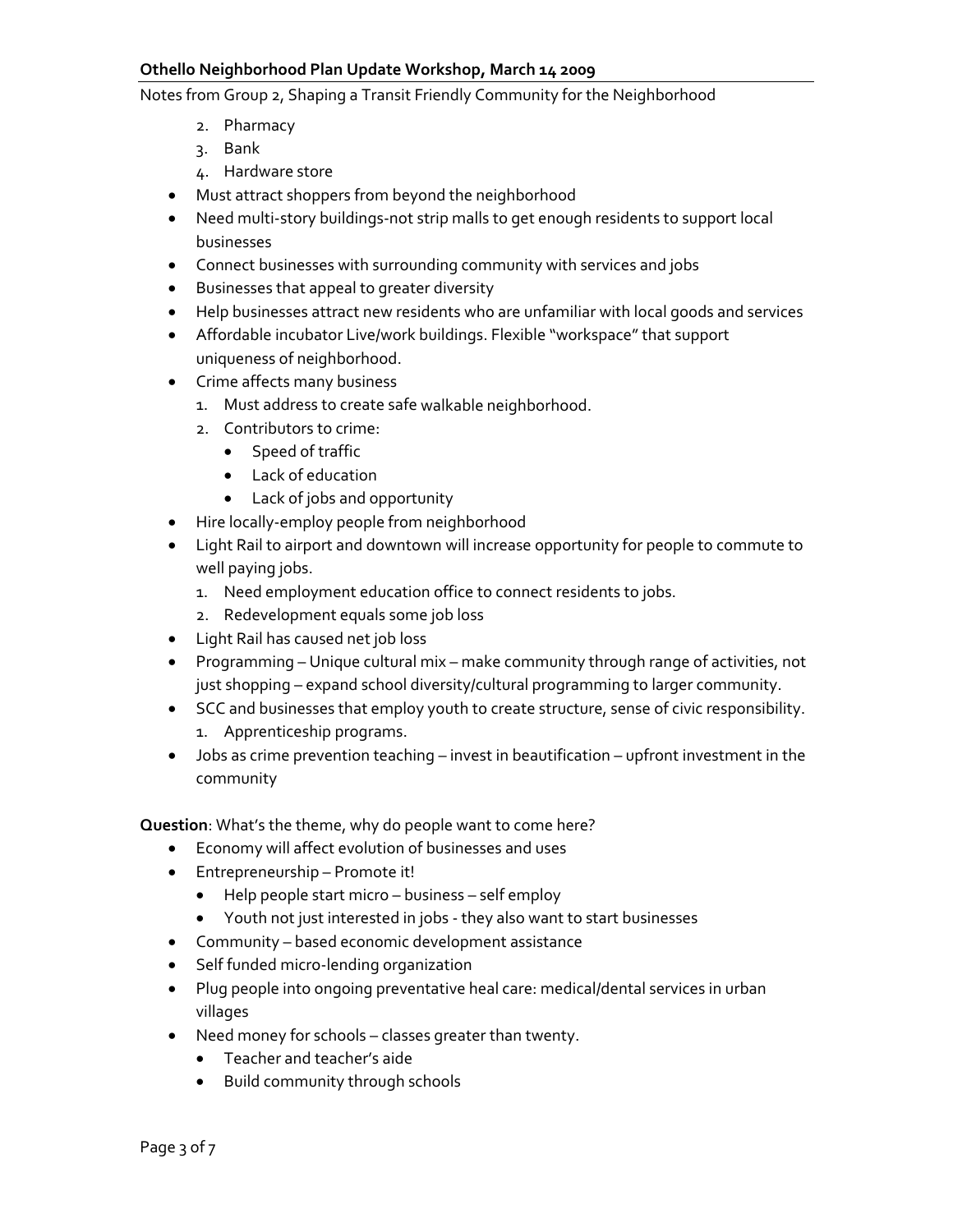2. Pharmacy
3. Bank
4. Hardware store

- Must attract shoppers from beyond the neighborhood
- Need multi-story buildings-not strip malls to get enough residents to support local businesses
- Connect businesses with surrounding community with services and jobs
- Businesses that appeal to greater diversity
- Help businesses attract new residents who are unfamiliar with local goods and services
- Affordable incubator Live/work buildings. Flexible "workspace" that support uniqueness of neighborhood.
- Crime affects many business
    1. Must address to create safe walkable neighborhood.
    2. Contributors to crime:
        - Speed of traffic
        - Lack of education
        - Lack of jobs and opportunity
- Hire locally-employ people from neighborhood
- Light Rail to airport and downtown will increase opportunity for people to commute to well paying jobs.
    1. Need employment education office to connect residents to jobs.
    2. Redevelopment equals some job loss
- Light Rail has caused net job loss
- Programming – Unique cultural mix – make community through range of activities, not just shopping – expand school diversity/cultural programming to larger community.
- SCC and businesses that employ youth to create structure, sense of civic responsibility.
    1. Apprenticeship programs.
- Jobs as crime prevention teaching – invest in beautification – upfront investment in the community

**Question**: What's the theme, why do people want to come here?

- Economy will affect evolution of businesses and uses
- Entrepreneurship – Promote it!
    - Help people start micro – business – self employ
    - Youth not just interested in jobs - they also want to start businesses
- Community – based economic development assistance
- Self funded micro-lending organization
- Plug people into ongoing preventative heal care: medical/dental services in urban villages
- Need money for schools – classes greater than twenty.
    - Teacher and teacher's aide
    - Build community through schools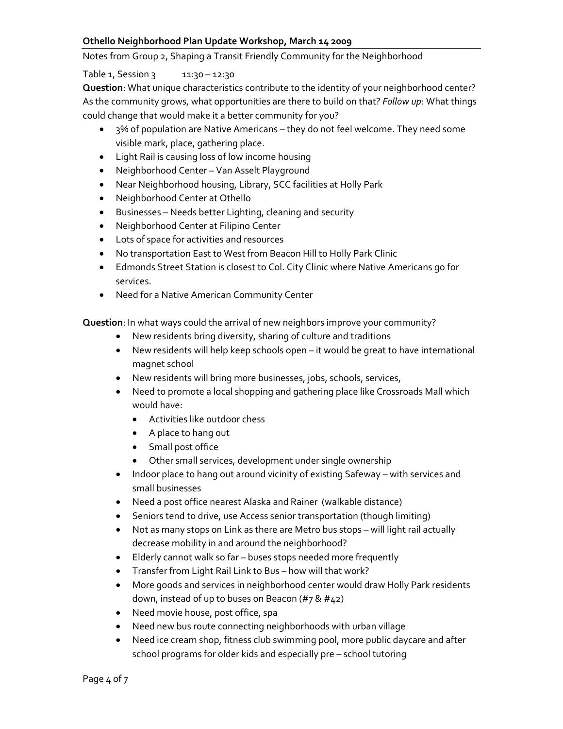**Othello Neighborhood Plan Update Workshop, March 14 2009**

Notes from Group 2, Shaping a Transit Friendly Community for the Neighborhood

Table 1, Session 3 11:30 – 12:30

**Question**: What unique characteristics contribute to the identity of your neighborhood center? As the community grows, what opportunities are there to build on that? *Follow up*: What things could change that would make it a better community for you?

- 3% of population are Native Americans – they do not feel welcome. They need some visible mark, place, gathering place.
- Light Rail is causing loss of low income housing
- Neighborhood Center – Van Asselt Playground
- Near Neighborhood housing, Library, SCC facilities at Holly Park
- Neighborhood Center at Othello
- Businesses – Needs better Lighting, cleaning and security
- Neighborhood Center at Filipino Center
- Lots of space for activities and resources
- No transportation East to West from Beacon Hill to Holly Park Clinic
- Edmonds Street Station is closest to Col. City Clinic where Native Americans go for services.
- Need for a Native American Community Center

**Question**: In what ways could the arrival of new neighbors improve your community?

- New residents bring diversity, sharing of culture and traditions
- New residents will help keep schools open – it would be great to have international magnet school
- New residents will bring more businesses, jobs, schools, services,
- Need to promote a local shopping and gathering place like Crossroads Mall which would have:
  - Activities like outdoor chess
  - A place to hang out
  - Small post office
  - Other small services, development under single ownership
- Indoor place to hang out around vicinity of existing Safeway – with services and small businesses
- Need a post office nearest Alaska and Rainer (walkable distance)
- Seniors tend to drive, use Access senior transportation (though limiting)
- Not as many stops on Link as there are Metro bus stops – will light rail actually decrease mobility in and around the neighborhood?
- Elderly cannot walk so far – buses stops needed more frequently
- Transfer from Light Rail Link to Bus – how will that work?
- More goods and services in neighborhood center would draw Holly Park residents down, instead of up to buses on Beacon (#7 & #42)
- Need movie house, post office, spa
- Need new bus route connecting neighborhoods with urban village
- Need ice cream shop, fitness club swimming pool, more public daycare and after school programs for older kids and especially pre – school tutoring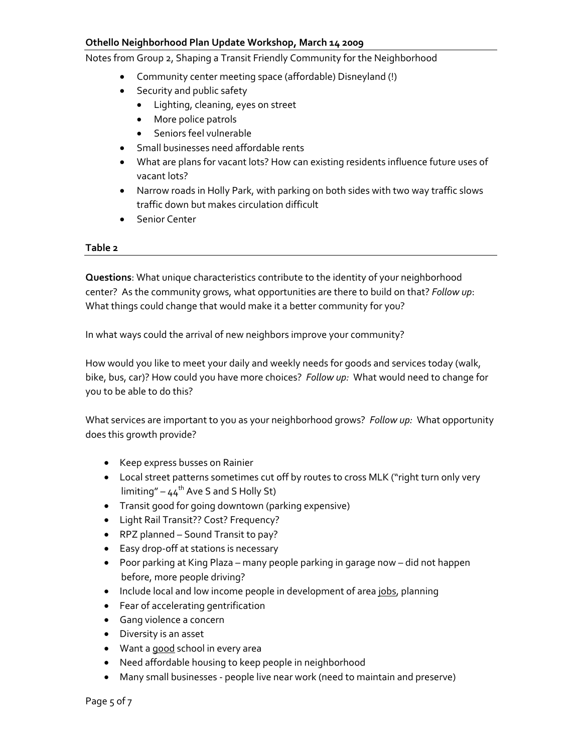Notes from Group 2, Shaping a Transit Friendly Community for the Neighborhood

- Community center meeting space (affordable) Disneyland (!)
- Security and public safety
  - Lighting, cleaning, eyes on street
  - More police patrols
  - Seniors feel vulnerable
- Small businesses need affordable rents
- What are plans for vacant lots? How can existing residents influence future uses of vacant lots?
- Narrow roads in Holly Park, with parking on both sides with two way traffic slows traffic down but makes circulation difficult
- Senior Center

## Table 2

**Questions**: What unique characteristics contribute to the identity of your neighborhood center? As the community grows, what opportunities are there to build on that? *Follow up*: What things could change that would make it a better community for you?

In what ways could the arrival of new neighbors improve your community?

How would you like to meet your daily and weekly needs for goods and services today (walk, bike, bus, car)? How could you have more choices? *Follow up:* What would need to change for you to be able to do this?

What services are important to you as your neighborhood grows? *Follow up:* What opportunity does this growth provide?

- Keep express busses on Rainier
- Local street patterns sometimes cut off by routes to cross MLK ("right turn only very limiting" – 44th Ave S and S Holly St)
- Transit good for going downtown (parking expensive)
- Light Rail Transit?? Cost? Frequency?
- RPZ planned – Sound Transit to pay?
- Easy drop-off at stations is necessary
- Poor parking at King Plaza – many people parking in garage now – did not happen before, more people driving?
- Include local and low income people in development of area <u>jobs</u>, planning
- Fear of accelerating gentrification
- Gang violence a concern
- Diversity is an asset
- Want a <u>good</u> school in every area
- Need affordable housing to keep people in neighborhood
- Many small businesses - people live near work (need to maintain and preserve)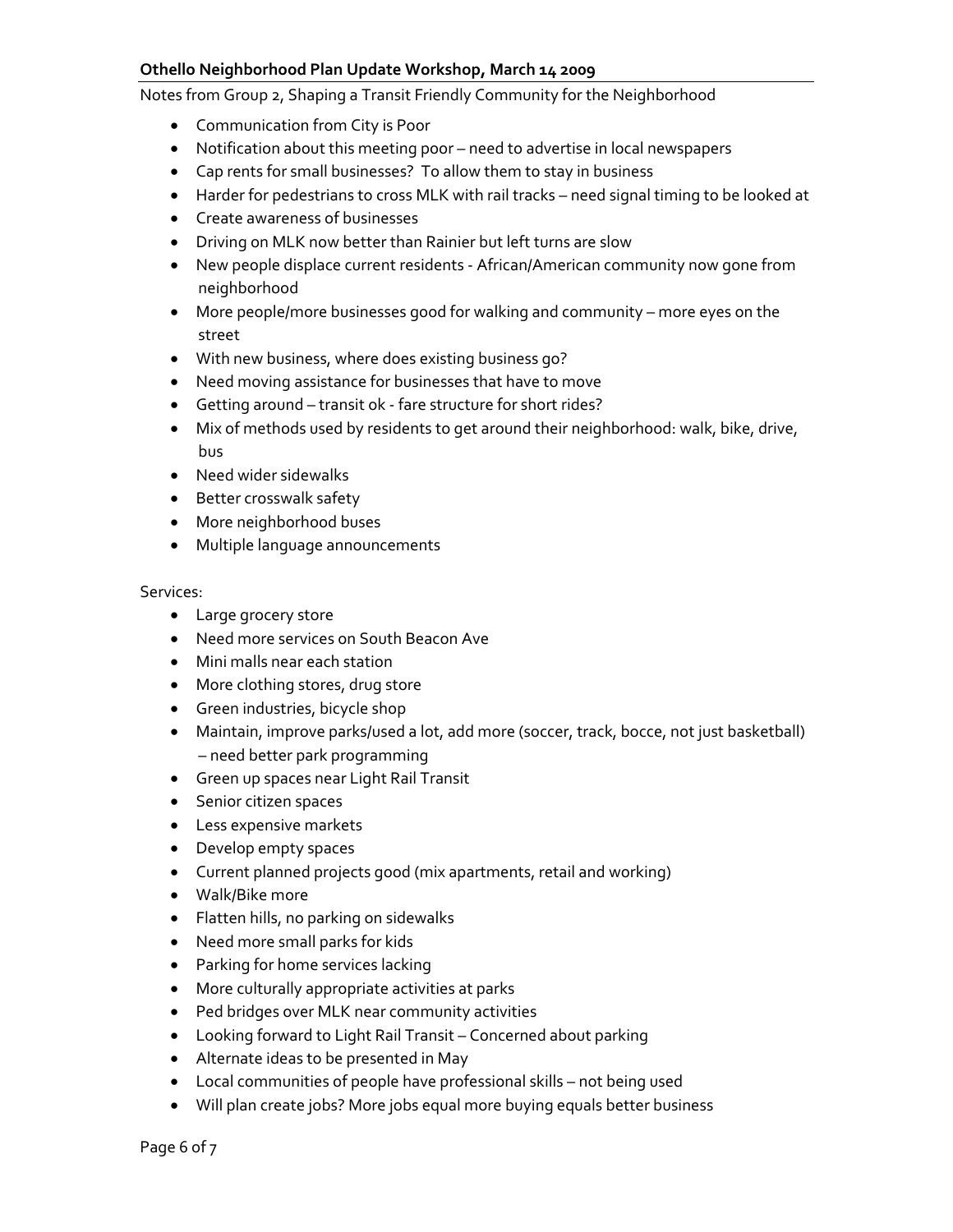## Othello Neighborhood Plan Update Workshop, March 14 2009

Notes from Group 2, Shaping a Transit Friendly Community for the Neighborhood

- Communication from City is Poor
- Notification about this meeting poor – need to advertise in local newspapers
- Cap rents for small businesses? To allow them to stay in business
- Harder for pedestrians to cross MLK with rail tracks – need signal timing to be looked at
- Create awareness of businesses
- Driving on MLK now better than Rainier but left turns are slow
- New people displace current residents - African/American community now gone from neighborhood
- More people/more businesses good for walking and community – more eyes on the street
- With new business, where does existing business go?
- Need moving assistance for businesses that have to move
- Getting around – transit ok - fare structure for short rides?
- Mix of methods used by residents to get around their neighborhood: walk, bike, drive, bus
- Need wider sidewalks
- Better crosswalk safety
- More neighborhood buses
- Multiple language announcements

Services:

- Large grocery store
- Need more services on South Beacon Ave
- Mini malls near each station
- More clothing stores, drug store
- Green industries, bicycle shop
- Maintain, improve parks/used a lot, add more (soccer, track, bocce, not just basketball) – need better park programming
- Green up spaces near Light Rail Transit
- Senior citizen spaces
- Less expensive markets
- Develop empty spaces
- Current planned projects good (mix apartments, retail and working)
- Walk/Bike more
- Flatten hills, no parking on sidewalks
- Need more small parks for kids
- Parking for home services lacking
- More culturally appropriate activities at parks
- Ped bridges over MLK near community activities
- Looking forward to Light Rail Transit – Concerned about parking
- Alternate ideas to be presented in May
- Local communities of people have professional skills – not being used
- Will plan create jobs? More jobs equal more buying equals better business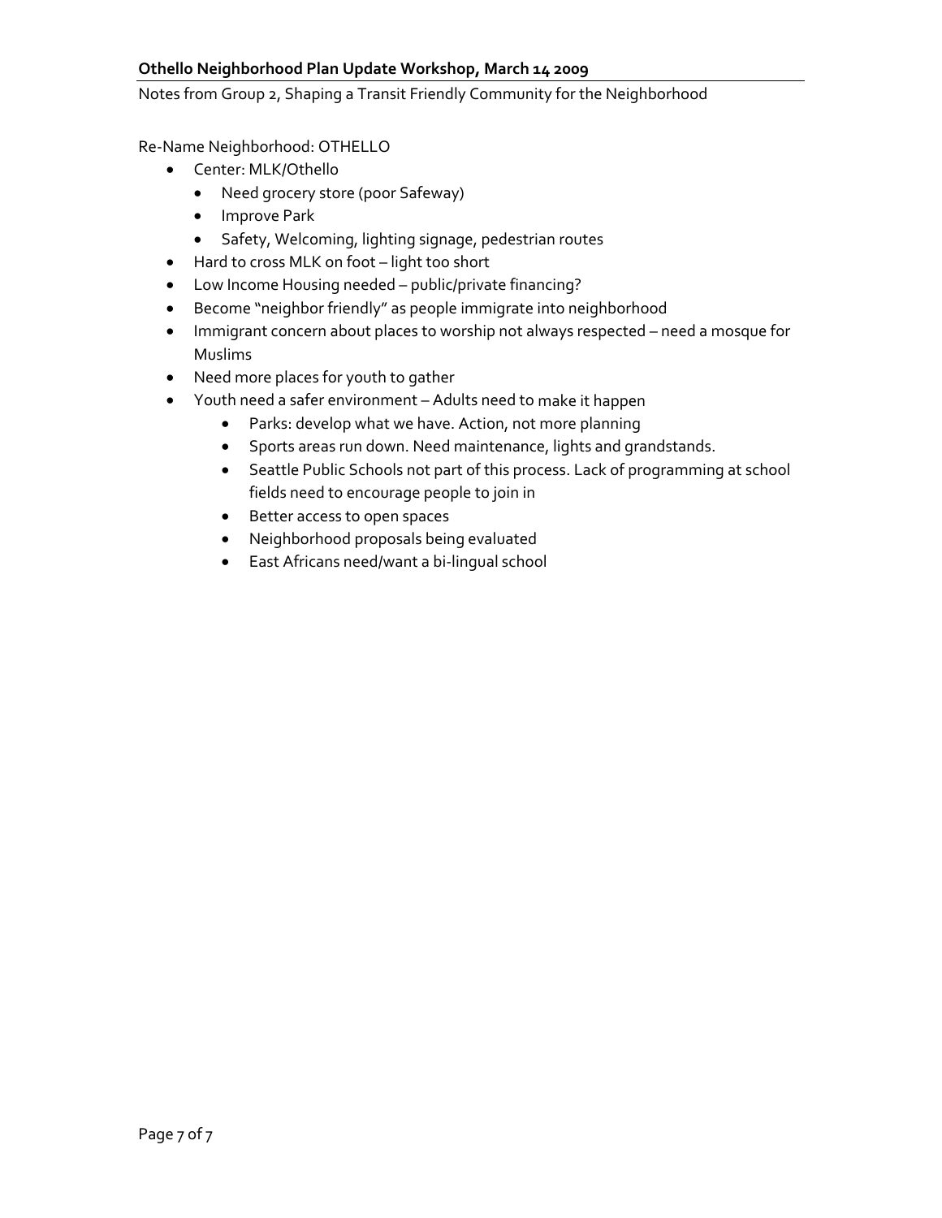Notes from Group 2, Shaping a Transit Friendly Community for the Neighborhood

Re-Name Neighborhood: OTHELLO

- Center: MLK/Othello
  - Need grocery store (poor Safeway)
  - Improve Park
  - Safety, Welcoming, lighting signage, pedestrian routes
- Hard to cross MLK on foot – light too short
- Low Income Housing needed – public/private financing?
- Become "neighbor friendly" as people immigrate into neighborhood
- Immigrant concern about places to worship not always respected – need a mosque for Muslims
- Need more places for youth to gather
- Youth need a safer environment – Adults need to make it happen
  - Parks: develop what we have. Action, not more planning
  - Sports areas run down. Need maintenance, lights and grandstands.
  - Seattle Public Schools not part of this process. Lack of programming at school fields need to encourage people to join in
  - Better access to open spaces
  - Neighborhood proposals being evaluated
  - East Africans need/want a bi-lingual school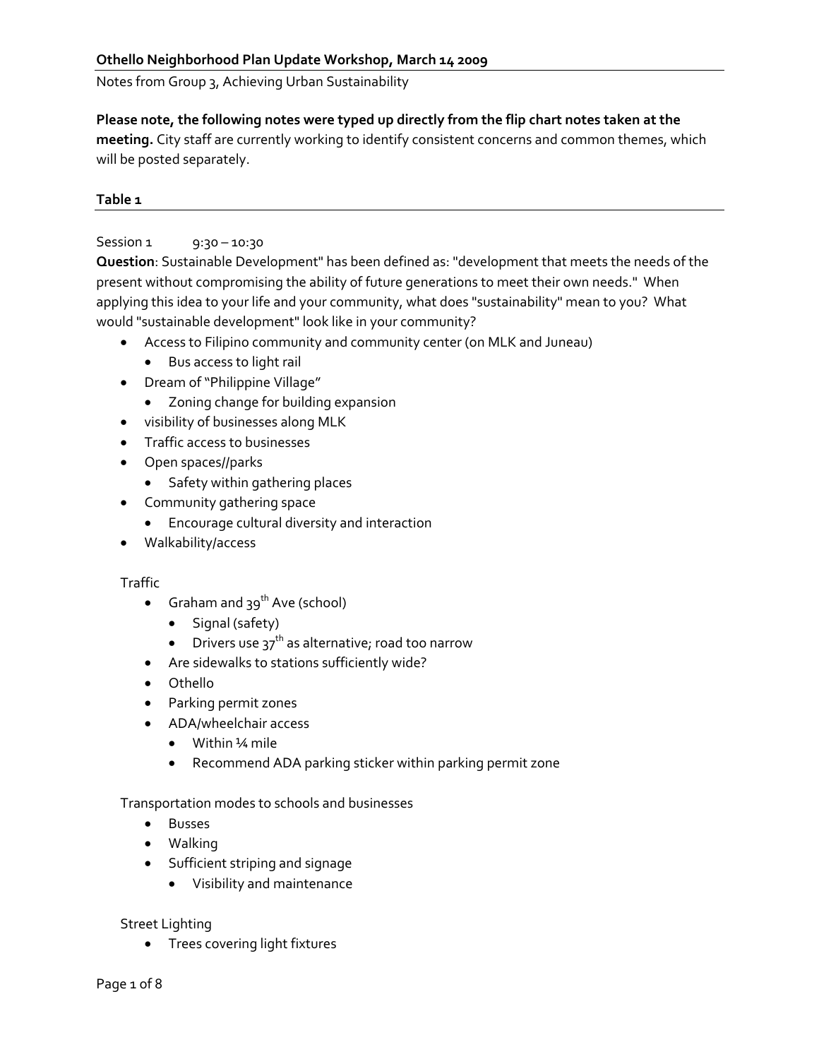**Othello Neighborhood Plan Update Workshop, March 14 2009**

Notes from Group 3, Achieving Urban Sustainability

**Please note, the following notes were typed up directly from the flip chart notes taken at the meeting.** City staff are currently working to identify consistent concerns and common themes, which will be posted separately.

**Table 1**

Session 1 9:30 – 10:30

**Question**: Sustainable Development" has been defined as: "development that meets the needs of the present without compromising the ability of future generations to meet their own needs." When applying this idea to your life and your community, what does "sustainability" mean to you? What would "sustainable development" look like in your community?

- Access to Filipino community and community center (on MLK and Juneau)
  - Bus access to light rail
- Dream of "Philippine Village"
  - Zoning change for building expansion
- visibility of businesses along MLK
- Traffic access to businesses
- Open spaces//parks
  - Safety within gathering places
- Community gathering space
  - Encourage cultural diversity and interaction
- Walkability/access

Traffic

- Graham and 39th Ave (school)
  - Signal (safety)
  - Drivers use 37th as alternative; road too narrow
- Are sidewalks to stations sufficiently wide?
- Othello
- Parking permit zones
- ADA/wheelchair access
  - Within ¼ mile
  - Recommend ADA parking sticker within parking permit zone

Transportation modes to schools and businesses

- Busses
- Walking
- Sufficient striping and signage
  - Visibility and maintenance

Street Lighting

- Trees covering light fixtures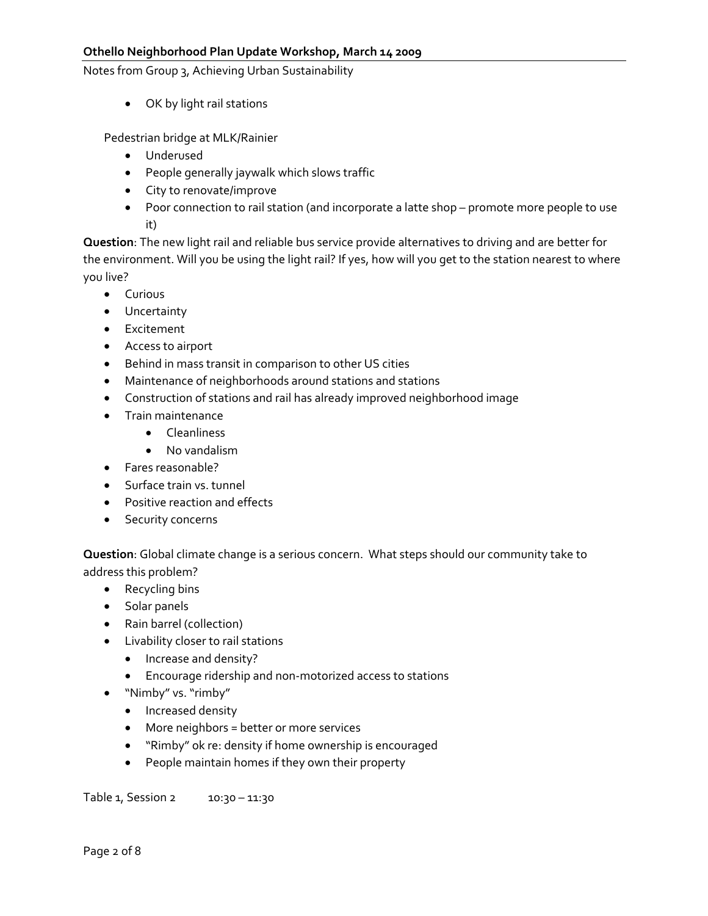- OK by light rail stations

Pedestrian bridge at MLK/Rainier

- Underused
- People generally jaywalk which slows traffic
- City to renovate/improve
- Poor connection to rail station (and incorporate a latte shop – promote more people to use it)

**Question**: The new light rail and reliable bus service provide alternatives to driving and are better for the environment. Will you be using the light rail? If yes, how will you get to the station nearest to where you live?

- Curious
- Uncertainty
- Excitement
- Access to airport
- Behind in mass transit in comparison to other US cities
- Maintenance of neighborhoods around stations and stations
- Construction of stations and rail has already improved neighborhood image
- Train maintenance
  - Cleanliness
  - No vandalism
- Fares reasonable?
- Surface train vs. tunnel
- Positive reaction and effects
- Security concerns

**Question**: Global climate change is a serious concern. What steps should our community take to address this problem?

- Recycling bins
- Solar panels
- Rain barrel (collection)
- Livability closer to rail stations
  - Increase and density?
  - Encourage ridership and non-motorized access to stations
- "Nimby" vs. "rimby"
  - Increased density
  - More neighbors = better or more services
  - "Rimby" ok re: density if home ownership is encouraged
  - People maintain homes if they own their property

Table 1, Session 2 10:30 – 11:30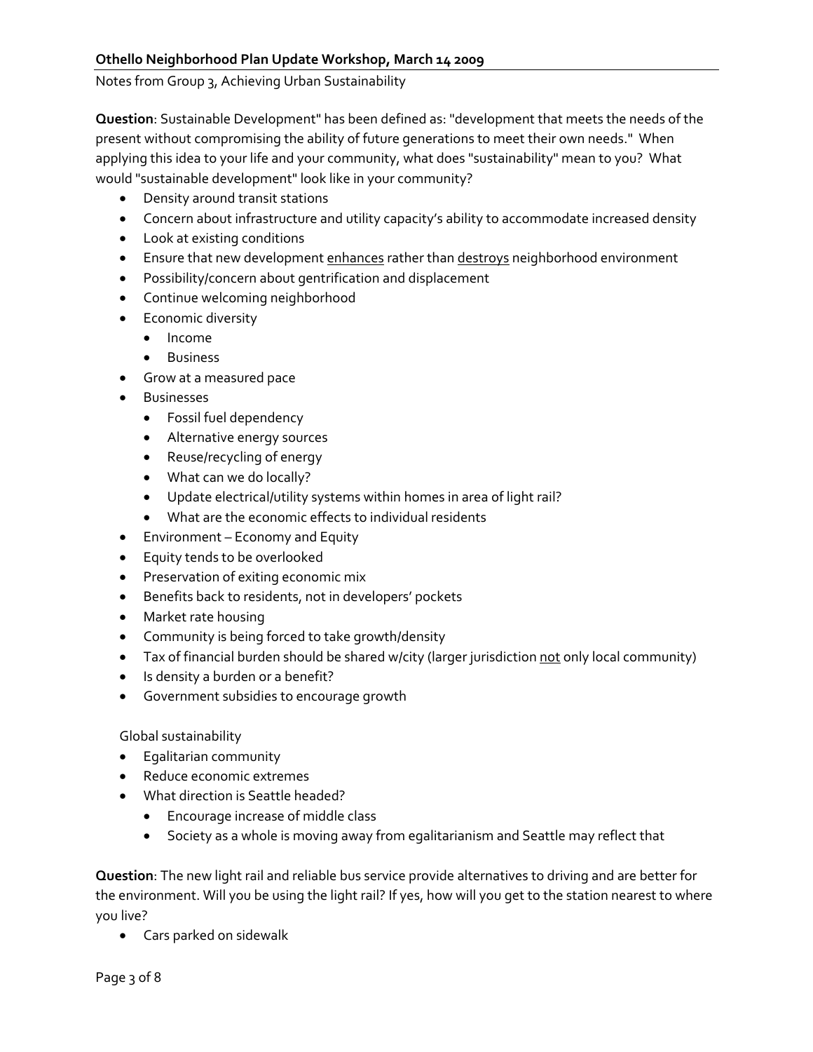**Othello Neighborhood Plan Update Workshop, March 14 2009**

Notes from Group 3, Achieving Urban Sustainability

**Question**: Sustainable Development" has been defined as: "development that meets the needs of the present without compromising the ability of future generations to meet their own needs." When applying this idea to your life and your community, what does "sustainability" mean to you? What would "sustainable development" look like in your community?

- Density around transit stations
- Concern about infrastructure and utility capacity's ability to accommodate increased density
- Look at existing conditions
- Ensure that new development <u>enhances</u> rather than <u>destroys</u> neighborhood environment
- Possibility/concern about gentrification and displacement
- Continue welcoming neighborhood
- Economic diversity
  - Income
  - Business
- Grow at a measured pace
- Businesses
  - Fossil fuel dependency
  - Alternative energy sources
  - Reuse/recycling of energy
  - What can we do locally?
  - Update electrical/utility systems within homes in area of light rail?
  - What are the economic effects to individual residents
- Environment – Economy and Equity
- Equity tends to be overlooked
- Preservation of exiting economic mix
- Benefits back to residents, not in developers' pockets
- Market rate housing
- Community is being forced to take growth/density
- Tax of financial burden should be shared w/city (larger jurisdiction <u>not</u> only local community)
- Is density a burden or a benefit?
- Government subsidies to encourage growth

Global sustainability

- Egalitarian community
- Reduce economic extremes
- What direction is Seattle headed?
  - Encourage increase of middle class
  - Society as a whole is moving away from egalitarianism and Seattle may reflect that

**Question**: The new light rail and reliable bus service provide alternatives to driving and are better for the environment. Will you be using the light rail? If yes, how will you get to the station nearest to where you live?

- Cars parked on sidewalk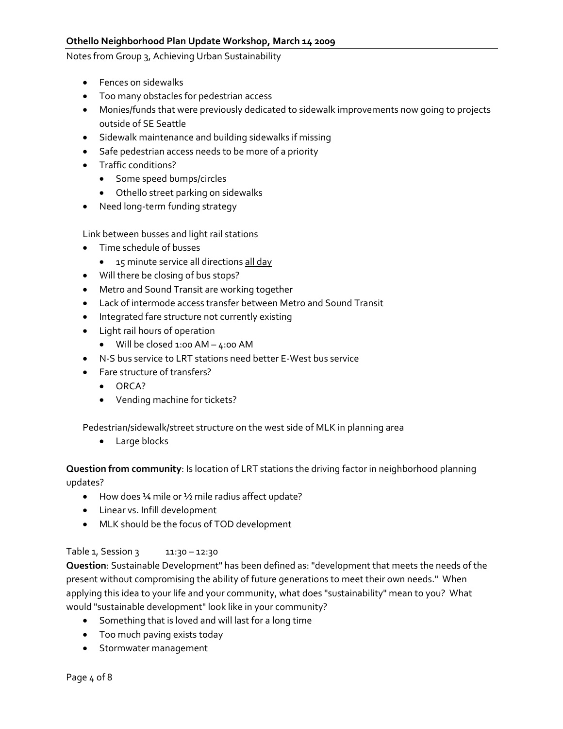Notes from Group 3, Achieving Urban Sustainability

- Fences on sidewalks
- Too many obstacles for pedestrian access
- Monies/funds that were previously dedicated to sidewalk improvements now going to projects outside of SE Seattle
- Sidewalk maintenance and building sidewalks if missing
- Safe pedestrian access needs to be more of a priority
- Traffic conditions?
    - Some speed bumps/circles
    - Othello street parking on sidewalks
- Need long-term funding strategy

Link between busses and light rail stations

- Time schedule of busses
    - 15 minute service all directions <u>all day</u>
- Will there be closing of bus stops?
- Metro and Sound Transit are working together
- Lack of intermode access transfer between Metro and Sound Transit
- Integrated fare structure not currently existing
- Light rail hours of operation
    - Will be closed 1:00 AM – 4:00 AM
- N-S bus service to LRT stations need better E-West bus service
- Fare structure of transfers?
    - ORCA?
    - Vending machine for tickets?

Pedestrian/sidewalk/street structure on the west side of MLK in planning area

- Large blocks

**Question from community**: Is location of LRT stations the driving factor in neighborhood planning updates?

- How does ¼ mile or ½ mile radius affect update?
- Linear vs. Infill development
- MLK should be the focus of TOD development

Table 1, Session 3 11:30 – 12:30

**Question**: Sustainable Development" has been defined as: "development that meets the needs of the present without compromising the ability of future generations to meet their own needs." When applying this idea to your life and your community, what does "sustainability" mean to you? What would "sustainable development" look like in your community?

- Something that is loved and will last for a long time
- Too much paving exists today
- Stormwater management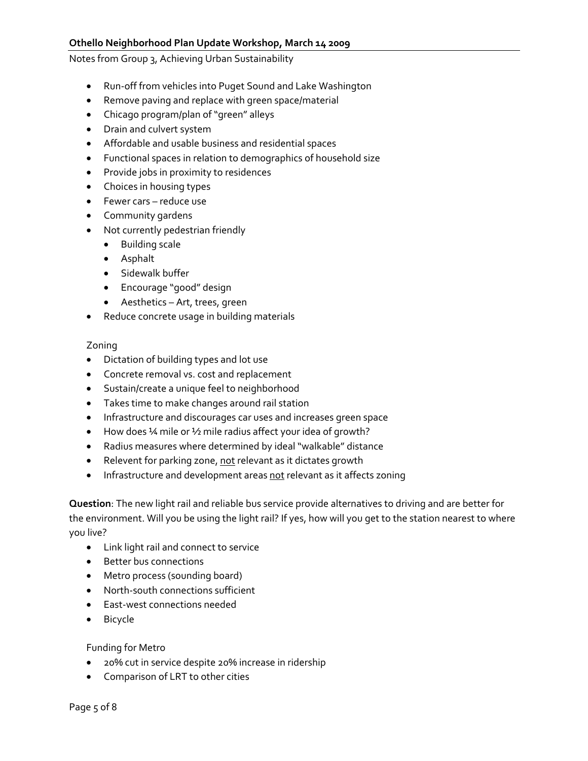Notes from Group 3, Achieving Urban Sustainability

- Run-off from vehicles into Puget Sound and Lake Washington
- Remove paving and replace with green space/material
- Chicago program/plan of "green" alleys
- Drain and culvert system
- Affordable and usable business and residential spaces
- Functional spaces in relation to demographics of household size
- Provide jobs in proximity to residences
- Choices in housing types
- Fewer cars – reduce use
- Community gardens
- Not currently pedestrian friendly
  - Building scale
  - Asphalt
  - Sidewalk buffer
  - Encourage "good" design
  - Aesthetics – Art, trees, green
- Reduce concrete usage in building materials

Zoning

- Dictation of building types and lot use
- Concrete removal vs. cost and replacement
- Sustain/create a unique feel to neighborhood
- Takes time to make changes around rail station
- Infrastructure and discourages car uses and increases green space
- How does ¼ mile or ½ mile radius affect your idea of growth?
- Radius measures where determined by ideal "walkable" distance
- Relevent for parking zone, <u>not</u> relevant as it dictates growth
- Infrastructure and development areas <u>not</u> relevant as it affects zoning

**Question**: The new light rail and reliable bus service provide alternatives to driving and are better for the environment. Will you be using the light rail? If yes, how will you get to the station nearest to where you live?

- Link light rail and connect to service
- Better bus connections
- Metro process (sounding board)
- North-south connections sufficient
- East-west connections needed
- Bicycle

Funding for Metro

- 20% cut in service despite 20% increase in ridership
- Comparison of LRT to other cities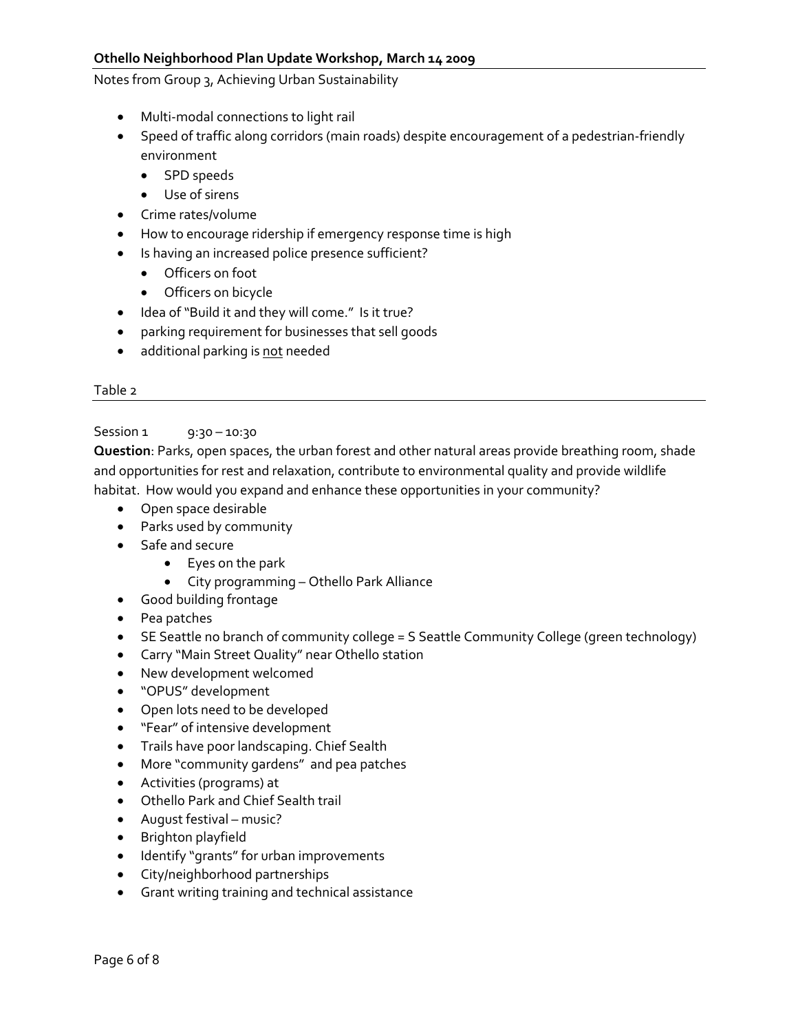Notes from Group 3, Achieving Urban Sustainability

- Multi-modal connections to light rail
- Speed of traffic along corridors (main roads) despite encouragement of a pedestrian-friendly environment
  - SPD speeds
  - Use of sirens
- Crime rates/volume
- How to encourage ridership if emergency response time is high
- Is having an increased police presence sufficient?
  - Officers on foot
  - Officers on bicycle
- Idea of "Build it and they will come." Is it true?
- parking requirement for businesses that sell goods
- additional parking is <u>not</u> needed

Table 2

Session 1 9:30 – 10:30

**Question**: Parks, open spaces, the urban forest and other natural areas provide breathing room, shade and opportunities for rest and relaxation, contribute to environmental quality and provide wildlife habitat. How would you expand and enhance these opportunities in your community?

- Open space desirable
- Parks used by community
- Safe and secure
  - Eyes on the park
  - City programming – Othello Park Alliance
- Good building frontage
- Pea patches
- SE Seattle no branch of community college = S Seattle Community College (green technology)
- Carry "Main Street Quality" near Othello station
- New development welcomed
- "OPUS" development
- Open lots need to be developed
- "Fear" of intensive development
- Trails have poor landscaping. Chief Sealth
- More "community gardens" and pea patches
- Activities (programs) at
- Othello Park and Chief Sealth trail
- August festival – music?
- Brighton playfield
- Identify "grants" for urban improvements
- City/neighborhood partnerships
- Grant writing training and technical assistance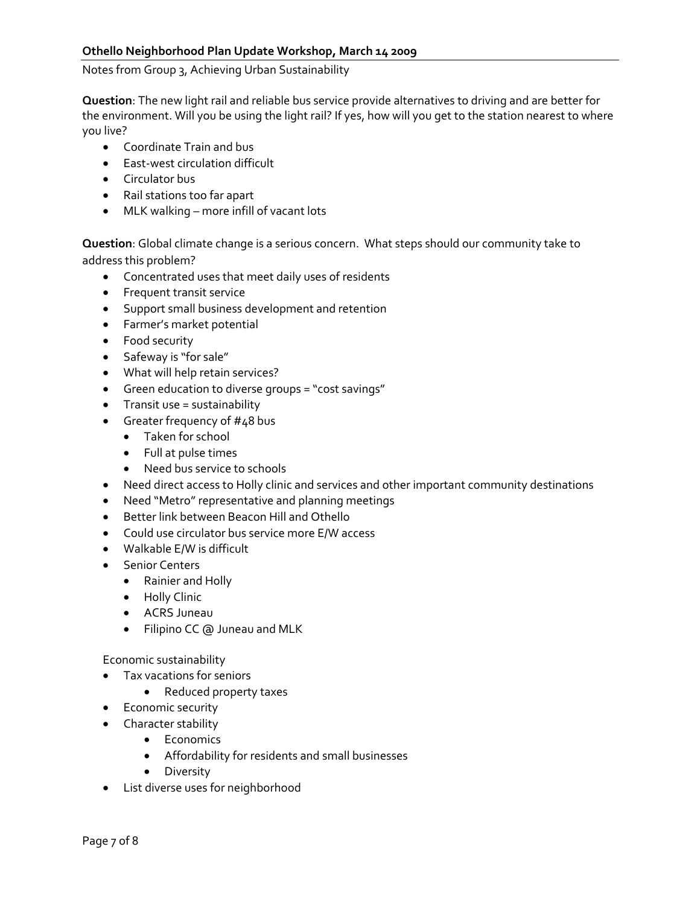## Othello Neighborhood Plan Update Workshop, March 14 2009

Notes from Group 3, Achieving Urban Sustainability

**Question**: The new light rail and reliable bus service provide alternatives to driving and are better for the environment. Will you be using the light rail? If yes, how will you get to the station nearest to where you live?

- Coordinate Train and bus
- East-west circulation difficult
- Circulator bus
- Rail stations too far apart
- MLK walking – more infill of vacant lots

**Question**: Global climate change is a serious concern. What steps should our community take to address this problem?

- Concentrated uses that meet daily uses of residents
- Frequent transit service
- Support small business development and retention
- Farmer's market potential
- Food security
- Safeway is "for sale"
- What will help retain services?
- Green education to diverse groups = "cost savings"
- Transit use = sustainability
- Greater frequency of #48 bus
  - Taken for school
  - Full at pulse times
  - Need bus service to schools
- Need direct access to Holly clinic and services and other important community destinations
- Need "Metro" representative and planning meetings
- Better link between Beacon Hill and Othello
- Could use circulator bus service more E/W access
- Walkable E/W is difficult
- Senior Centers
  - Rainier and Holly
  - Holly Clinic
  - ACRS Juneau
  - Filipino CC @ Juneau and MLK

Economic sustainability

- Tax vacations for seniors
  - Reduced property taxes
- Economic security
- Character stability
  - Economics
  - Affordability for residents and small businesses
  - Diversity
- List diverse uses for neighborhood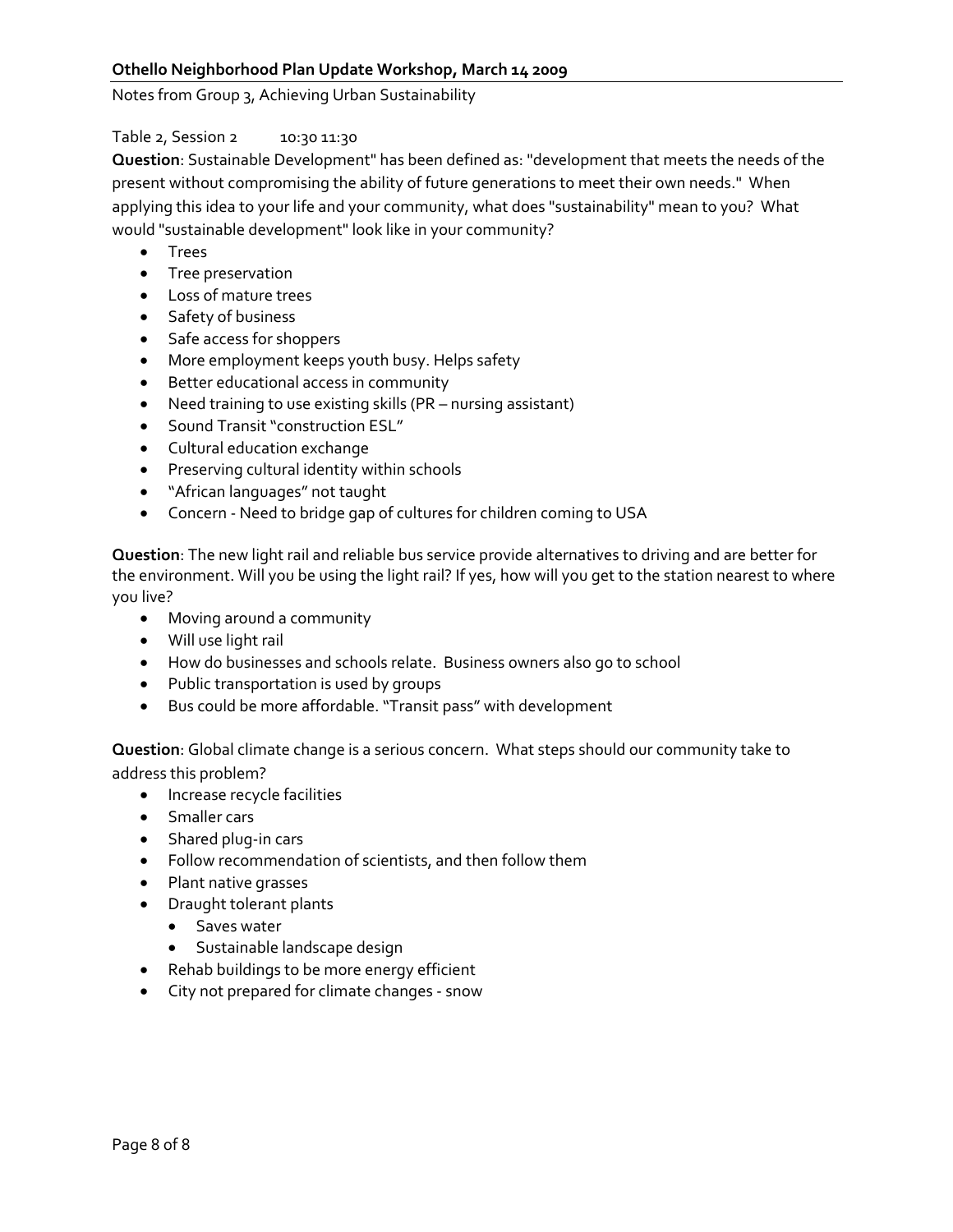**Othello Neighborhood Plan Update Workshop, March 14 2009**

Notes from Group 3, Achieving Urban Sustainability

Table 2, Session 2 10:30 11:30

**Question**: Sustainable Development" has been defined as: "development that meets the needs of the present without compromising the ability of future generations to meet their own needs." When applying this idea to your life and your community, what does "sustainability" mean to you? What would "sustainable development" look like in your community?

- Trees
- Tree preservation
- Loss of mature trees
- Safety of business
- Safe access for shoppers
- More employment keeps youth busy. Helps safety
- Better educational access in community
- Need training to use existing skills (PR – nursing assistant)
- Sound Transit "construction ESL"
- Cultural education exchange
- Preserving cultural identity within schools
- "African languages" not taught
- Concern - Need to bridge gap of cultures for children coming to USA

**Question**: The new light rail and reliable bus service provide alternatives to driving and are better for the environment. Will you be using the light rail? If yes, how will you get to the station nearest to where you live?

- Moving around a community
- Will use light rail
- How do businesses and schools relate. Business owners also go to school
- Public transportation is used by groups
- Bus could be more affordable. "Transit pass" with development

**Question**: Global climate change is a serious concern. What steps should our community take to address this problem?

- Increase recycle facilities
- Smaller cars
- Shared plug-in cars
- Follow recommendation of scientists, and then follow them
- Plant native grasses
- Draught tolerant plants
  - Saves water
  - Sustainable landscape design
- Rehab buildings to be more energy efficient
- City not prepared for climate changes - snow